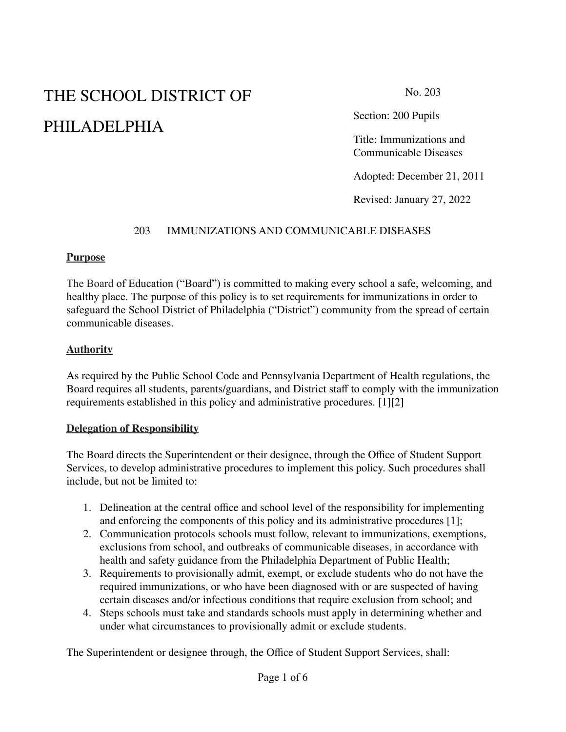# THE SCHOOL DISTRICT OF PHILADELPHIA

No. 203

Section: 200 Pupils

Title: Immunizations and Communicable Diseases

Adopted: December 21, 2011

Revised: January 27, 2022

## 203 IMMUNIZATIONS AND COMMUNICABLE DISEASES

**Purpose**

The Board of Education ("Board") is committed to making every school a safe, welcoming, and healthy place. The purpose of this policy is to set requirements for immunizations in order to safeguard the School District of Philadelphia ("District") community from the spread of certain communicable diseases.

**Authority**

As required by the Public School Code and Pennsylvania Department of Health regulations, the Board requires all students, parents/guardians, and District staff to comply with the immunization requirements established in this policy and administrative procedures. [1][2]

**Delegation of Responsibility**

The Board directs the Superintendent or their designee, through the Office of Student Support Services, to develop administrative procedures to implement this policy. Such procedures shall include, but not be limited to:

1. Delineation at the central office and school level of the responsibility for implementing and enforcing the components of this policy and its administrative procedures [1];
2. Communication protocols schools must follow, relevant to immunizations, exemptions, exclusions from school, and outbreaks of communicable diseases, in accordance with health and safety guidance from the Philadelphia Department of Public Health;
3. Requirements to provisionally admit, exempt, or exclude students who do not have the required immunizations, or who have been diagnosed with or are suspected of having certain diseases and/or infectious conditions that require exclusion from school; and
4. Steps schools must take and standards schools must apply in determining whether and under what circumstances to provisionally admit or exclude students.

The Superintendent or designee through, the Office of Student Support Services, shall: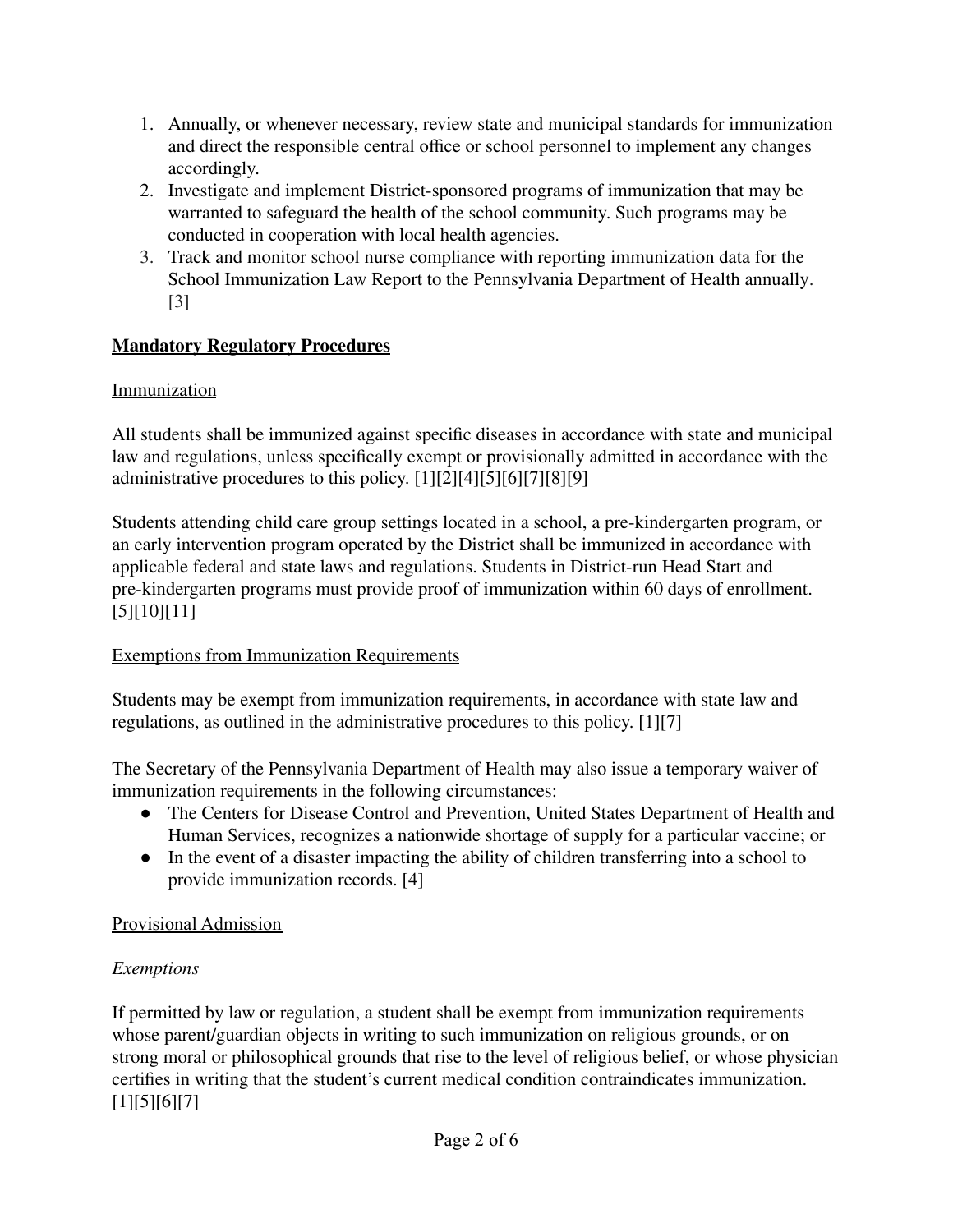1. Annually, or whenever necessary, review state and municipal standards for immunization and direct the responsible central office or school personnel to implement any changes accordingly.
2. Investigate and implement District-sponsored programs of immunization that may be warranted to safeguard the health of the school community. Such programs may be conducted in cooperation with local health agencies.
3. Track and monitor school nurse compliance with reporting immunization data for the School Immunization Law Report to the Pennsylvania Department of Health annually. [3]

## Mandatory Regulatory Procedures

### Immunization

All students shall be immunized against specific diseases in accordance with state and municipal law and regulations, unless specifically exempt or provisionally admitted in accordance with the administrative procedures to this policy. [1][2][4][5][6][7][8][9]

Students attending child care group settings located in a school, a pre-kindergarten program, or an early intervention program operated by the District shall be immunized in accordance with applicable federal and state laws and regulations. Students in District-run Head Start and pre-kindergarten programs must provide proof of immunization within 60 days of enrollment. [5][10][11]

### Exemptions from Immunization Requirements

Students may be exempt from immunization requirements, in accordance with state law and regulations, as outlined in the administrative procedures to this policy. [1][7]

The Secretary of the Pennsylvania Department of Health may also issue a temporary waiver of immunization requirements in the following circumstances:

- The Centers for Disease Control and Prevention, United States Department of Health and Human Services, recognizes a nationwide shortage of supply for a particular vaccine; or
- In the event of a disaster impacting the ability of children transferring into a school to provide immunization records. [4]

### Provisional Admission

*Exemptions*

If permitted by law or regulation, a student shall be exempt from immunization requirements whose parent/guardian objects in writing to such immunization on religious grounds, or on strong moral or philosophical grounds that rise to the level of religious belief, or whose physician certifies in writing that the student's current medical condition contraindicates immunization. [1][5][6][7]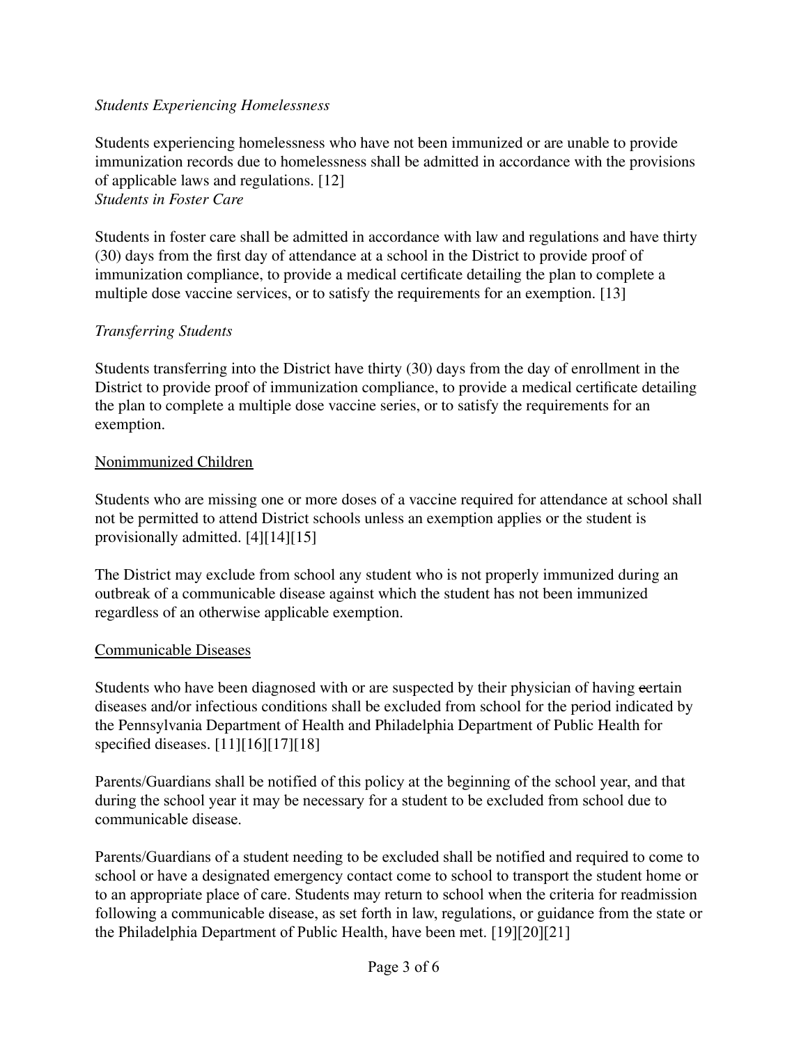*Students Experiencing Homelessness*

Students experiencing homelessness who have not been immunized or are unable to provide immunization records due to homelessness shall be admitted in accordance with the provisions of applicable laws and regulations. [12]

*Students in Foster Care*

Students in foster care shall be admitted in accordance with law and regulations and have thirty (30) days from the first day of attendance at a school in the District to provide proof of immunization compliance, to provide a medical certificate detailing the plan to complete a multiple dose vaccine services, or to satisfy the requirements for an exemption. [13]

*Transferring Students*

Students transferring into the District have thirty (30) days from the day of enrollment in the District to provide proof of immunization compliance, to provide a medical certificate detailing the plan to complete a multiple dose vaccine series, or to satisfy the requirements for an exemption.

<u>Nonimmunized Children</u>

Students who are missing one or more doses of a vaccine required for attendance at school shall not be permitted to attend District schools unless an exemption applies or the student is provisionally admitted. [4][14][15]

The District may exclude from school any student who is not properly immunized during an outbreak of a communicable disease against which the student has not been immunized regardless of an otherwise applicable exemption.

<u>Communicable Diseases</u>

Students who have been diagnosed with or are suspected by their physician of having ~~c~~ertain diseases and/or infectious conditions shall be excluded from school for the period indicated by the Pennsylvania Department of Health and Philadelphia Department of Public Health for specified diseases. [11][16][17][18]

Parents/Guardians shall be notified of this policy at the beginning of the school year, and that during the school year it may be necessary for a student to be excluded from school due to communicable disease.

Parents/Guardians of a student needing to be excluded shall be notified and required to come to school or have a designated emergency contact come to school to transport the student home or to an appropriate place of care. Students may return to school when the criteria for readmission following a communicable disease, as set forth in law, regulations, or guidance from the state or the Philadelphia Department of Public Health, have been met. [19][20][21]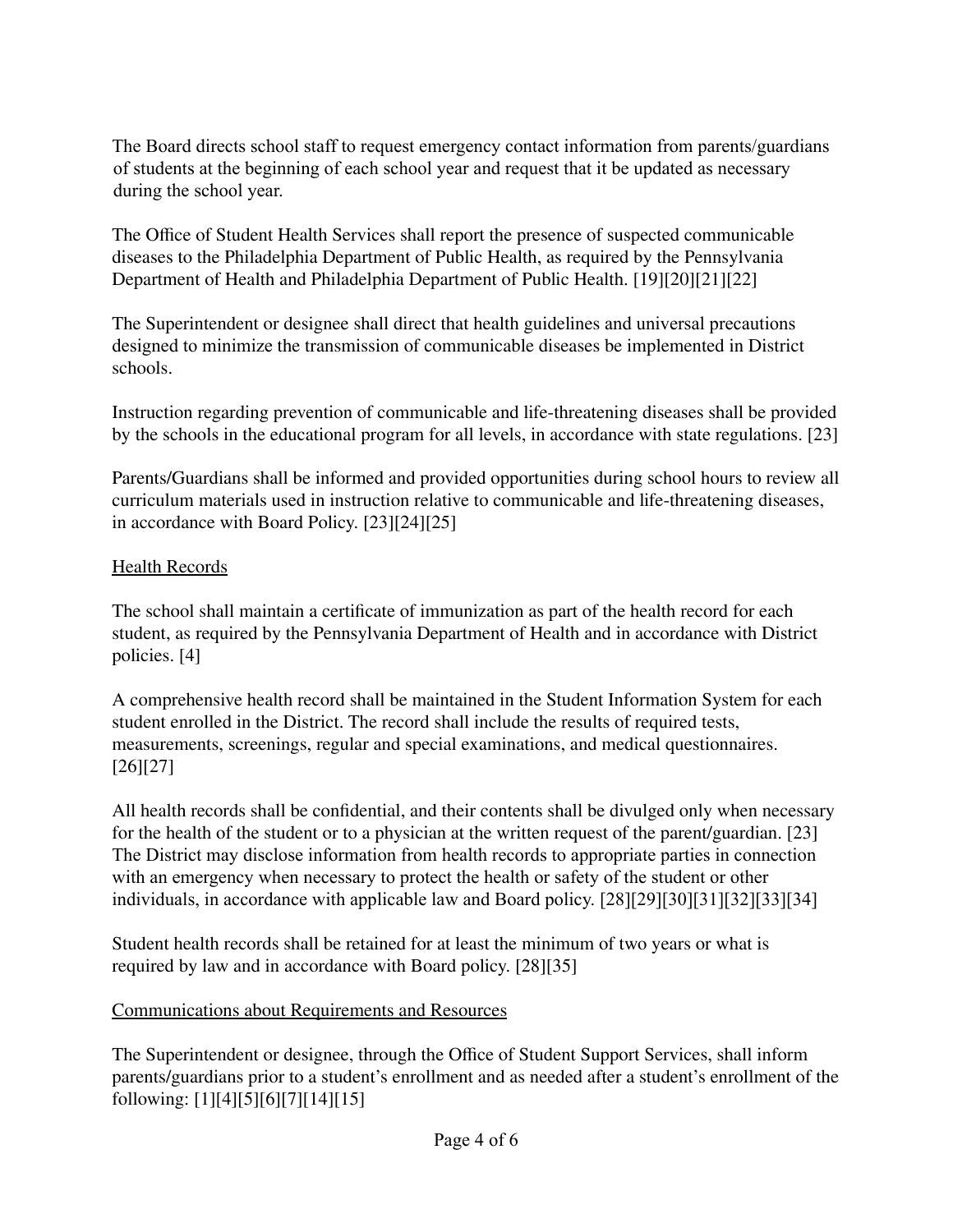The Board directs school staff to request emergency contact information from parents/guardians of students at the beginning of each school year and request that it be updated as necessary during the school year.

The Office of Student Health Services shall report the presence of suspected communicable diseases to the Philadelphia Department of Public Health, as required by the Pennsylvania Department of Health and Philadelphia Department of Public Health. [19][20][21][22]

The Superintendent or designee shall direct that health guidelines and universal precautions designed to minimize the transmission of communicable diseases be implemented in District schools.

Instruction regarding prevention of communicable and life-threatening diseases shall be provided by the schools in the educational program for all levels, in accordance with state regulations. [23]

Parents/Guardians shall be informed and provided opportunities during school hours to review all curriculum materials used in instruction relative to communicable and life-threatening diseases, in accordance with Board Policy. [23][24][25]

## Health Records

The school shall maintain a certificate of immunization as part of the health record for each student, as required by the Pennsylvania Department of Health and in accordance with District policies. [4]

A comprehensive health record shall be maintained in the Student Information System for each student enrolled in the District. The record shall include the results of required tests, measurements, screenings, regular and special examinations, and medical questionnaires. [26][27]

All health records shall be confidential, and their contents shall be divulged only when necessary for the health of the student or to a physician at the written request of the parent/guardian. [23] The District may disclose information from health records to appropriate parties in connection with an emergency when necessary to protect the health or safety of the student or other individuals, in accordance with applicable law and Board policy. [28][29][30][31][32][33][34]

Student health records shall be retained for at least the minimum of two years or what is required by law and in accordance with Board policy. [28][35]

## Communications about Requirements and Resources

The Superintendent or designee, through the Office of Student Support Services, shall inform parents/guardians prior to a student's enrollment and as needed after a student's enrollment of the following: [1][4][5][6][7][14][15]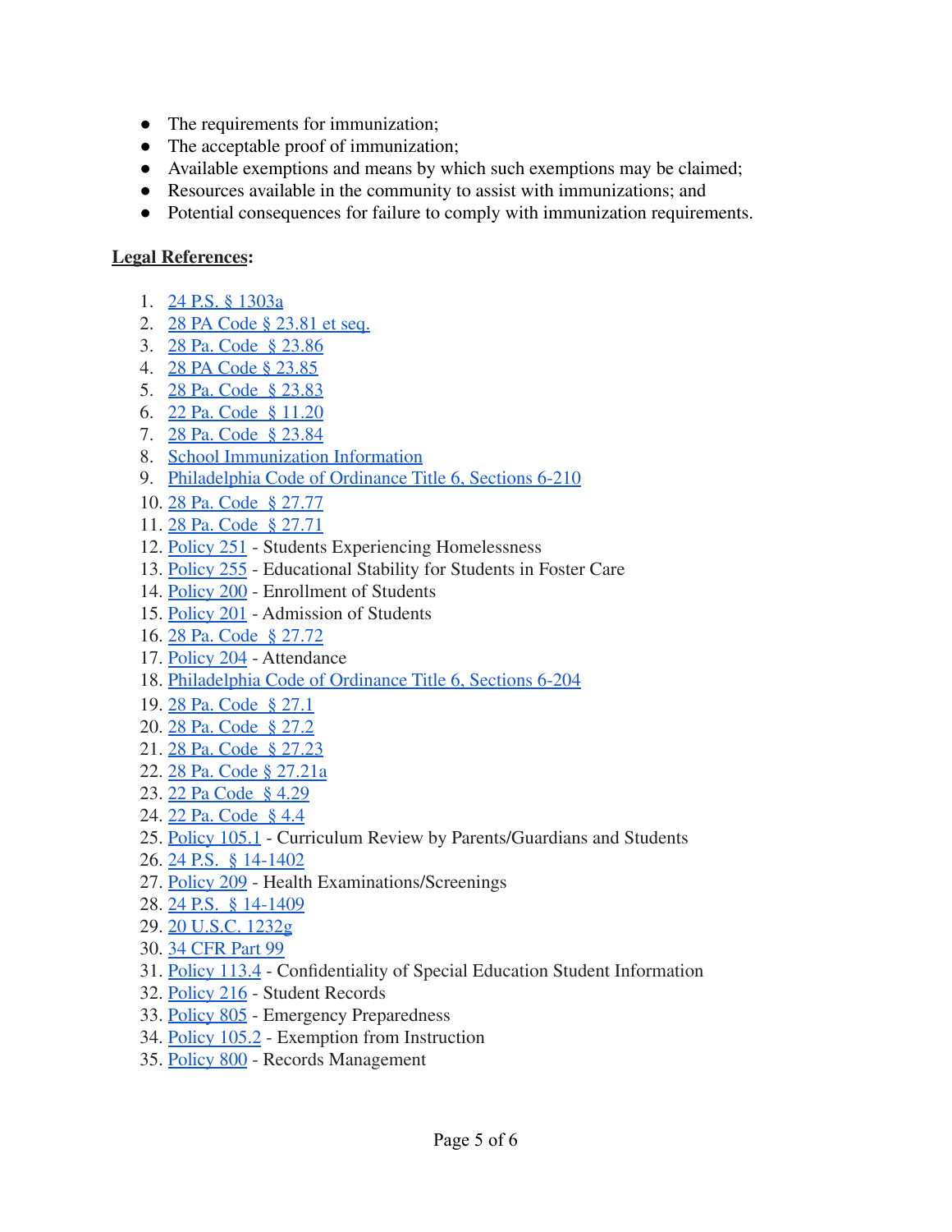- The requirements for immunization;
- The acceptable proof of immunization;
- Available exemptions and means by which such exemptions may be claimed;
- Resources available in the community to assist with immunizations; and
- Potential consequences for failure to comply with immunization requirements.

**Legal References:**

1. 24 P.S. § 1303a
2. 28 PA Code § 23.81 et seq.
3. 28 Pa. Code § 23.86
4. 28 PA Code § 23.85
5. 28 Pa. Code § 23.83
6. 22 Pa. Code § 11.20
7. 28 Pa. Code § 23.84
8. School Immunization Information
9. Philadelphia Code of Ordinance Title 6, Sections 6-210
10. 28 Pa. Code § 27.77
11. 28 Pa. Code § 27.71
12. Policy 251 - Students Experiencing Homelessness
13. Policy 255 - Educational Stability for Students in Foster Care
14. Policy 200 - Enrollment of Students
15. Policy 201 - Admission of Students
16. 28 Pa. Code § 27.72
17. Policy 204 - Attendance
18. Philadelphia Code of Ordinance Title 6, Sections 6-204
19. 28 Pa. Code § 27.1
20. 28 Pa. Code § 27.2
21. 28 Pa. Code § 27.23
22. 28 Pa. Code § 27.21a
23. 22 Pa Code § 4.29
24. 22 Pa. Code § 4.4
25. Policy 105.1 - Curriculum Review by Parents/Guardians and Students
26. 24 P.S. § 14-1402
27. Policy 209 - Health Examinations/Screenings
28. 24 P.S. § 14-1409
29. 20 U.S.C. 1232g
30. 34 CFR Part 99
31. Policy 113.4 - Confidentiality of Special Education Student Information
32. Policy 216 - Student Records
33. Policy 805 - Emergency Preparedness
34. Policy 105.2 - Exemption from Instruction
35. Policy 800 - Records Management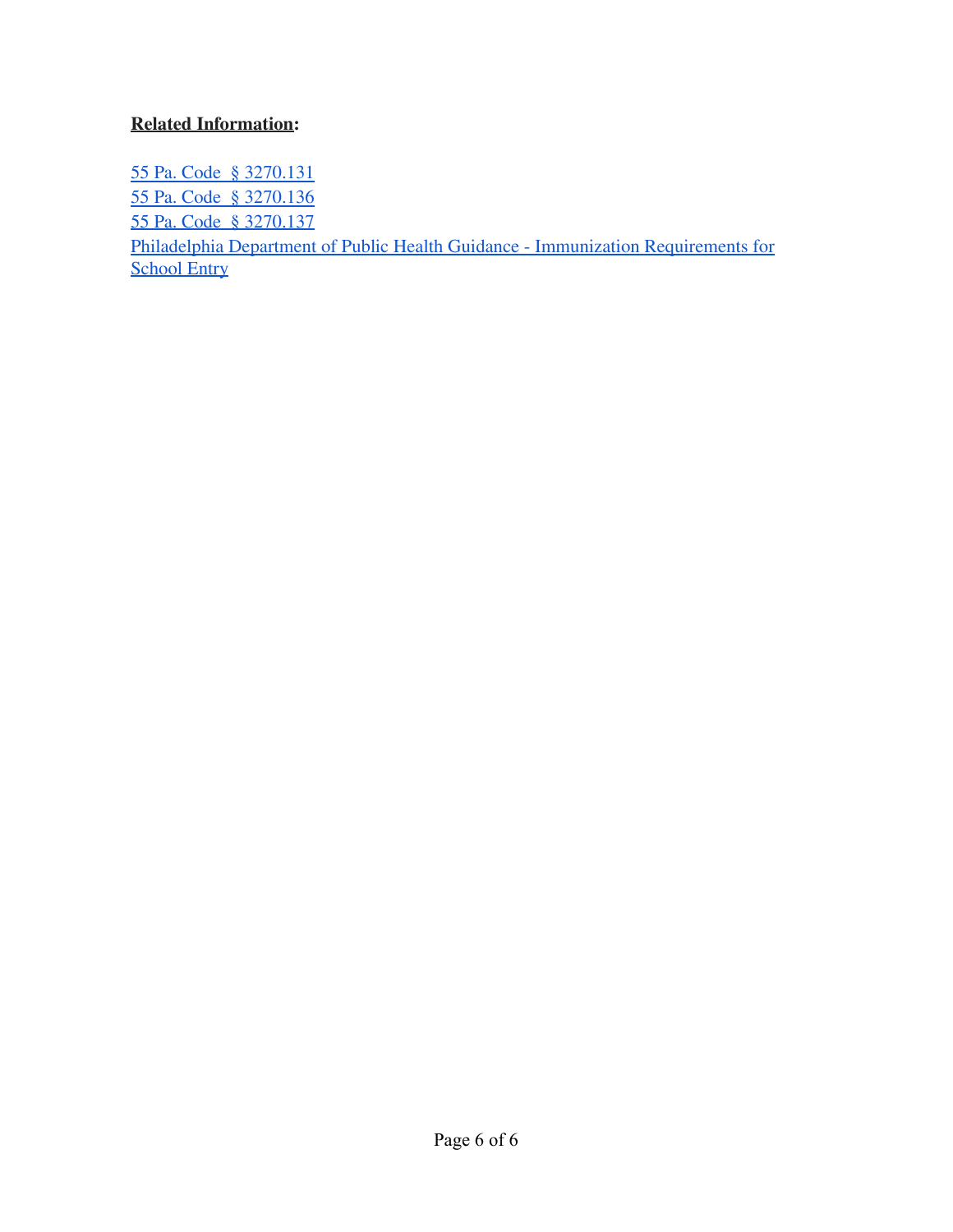**Related Information:**

55 Pa. Code § 3270.131
55 Pa. Code § 3270.136
55 Pa. Code § 3270.137
Philadelphia Department of Public Health Guidance - Immunization Requirements for School Entry